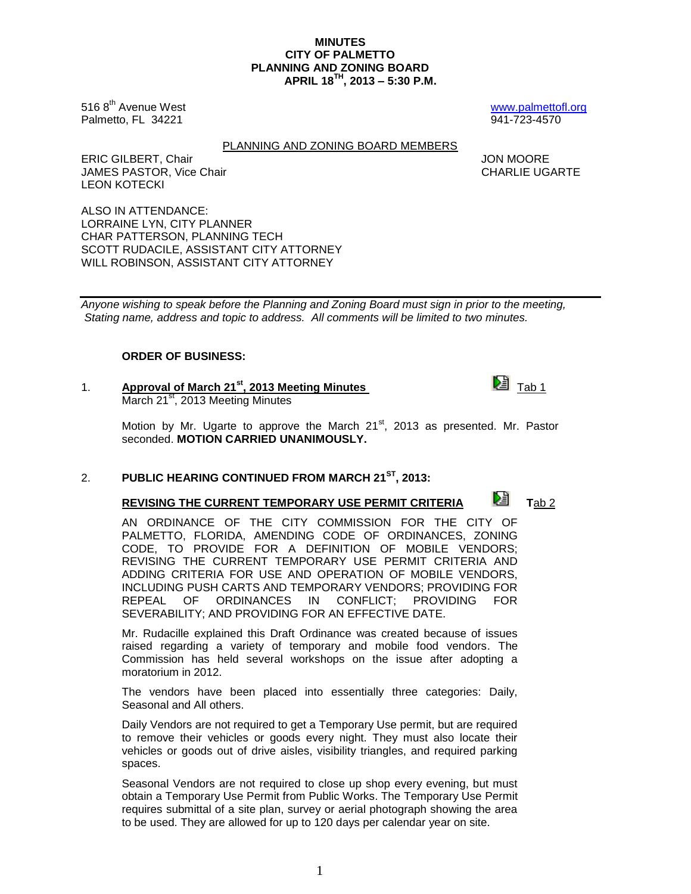# MINUTES
# CITY OF PALMETTO
# PLANNING AND ZONING BOARD
# APRIL 18TH, 2013 – 5:30 P.M.

516 8th Avenue West
Palmetto, FL 34221

www.palmettofl.org
941-723-4570

PLANNING AND ZONING BOARD MEMBERS

ERIC GILBERT, Chair
JAMES PASTOR, Vice Chair
LEON KOTECKI
JON MOORE
CHARLIE UGARTE

ALSO IN ATTENDANCE:
LORRAINE LYN, CITY PLANNER
CHAR PATTERSON, PLANNING TECH
SCOTT RUDACILE, ASSISTANT CITY ATTORNEY
WILL ROBINSON, ASSISTANT CITY ATTORNEY

---

*Anyone wishing to speak before the Planning and Zoning Board must sign in prior to the meeting, Stating name, address and topic to address. All comments will be limited to two minutes.*

**ORDER OF BUSINESS:**

1. **Approval of March 21st, 2013 Meeting Minutes** Tab 1
   March 21st, 2013 Meeting Minutes

   Motion by Mr. Ugarte to approve the March 21st, 2013 as presented. Mr. Pastor seconded. **MOTION CARRIED UNANIMOUSLY.**

2. **PUBLIC HEARING CONTINUED FROM MARCH 21ST, 2013:**

   **REVISING THE CURRENT TEMPORARY USE PERMIT CRITERIA** Tab 2

   AN ORDINANCE OF THE CITY COMMISSION FOR THE CITY OF PALMETTO, FLORIDA, AMENDING CODE OF ORDINANCES, ZONING CODE, TO PROVIDE FOR A DEFINITION OF MOBILE VENDORS; REVISING THE CURRENT TEMPORARY USE PERMIT CRITERIA AND ADDING CRITERIA FOR USE AND OPERATION OF MOBILE VENDORS, INCLUDING PUSH CARTS AND TEMPORARY VENDORS; PROVIDING FOR REPEAL OF ORDINANCES IN CONFLICT; PROVIDING FOR SEVERABILITY; AND PROVIDING FOR AN EFFECTIVE DATE.

   Mr. Rudacille explained this Draft Ordinance was created because of issues raised regarding a variety of temporary and mobile food vendors. The Commission has held several workshops on the issue after adopting a moratorium in 2012.

   The vendors have been placed into essentially three categories: Daily, Seasonal and All others.

   Daily Vendors are not required to get a Temporary Use permit, but are required to remove their vehicles or goods every night. They must also locate their vehicles or goods out of drive aisles, visibility triangles, and required parking spaces.

   Seasonal Vendors are not required to close up shop every evening, but must obtain a Temporary Use Permit from Public Works. The Temporary Use Permit requires submittal of a site plan, survey or aerial photograph showing the area to be used. They are allowed for up to 120 days per calendar year on site.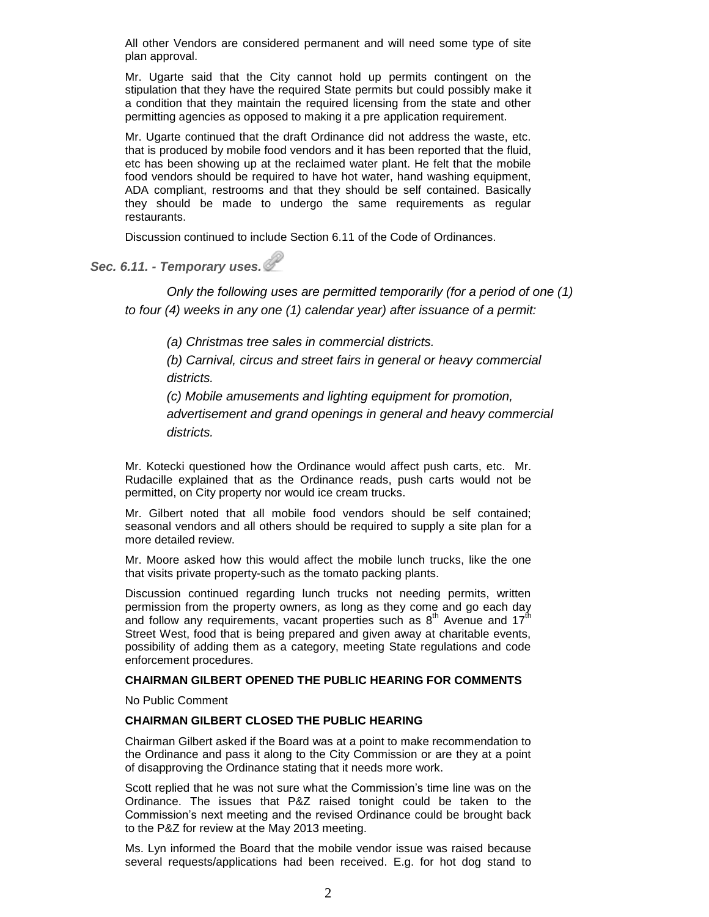All other Vendors are considered permanent and will need some type of site plan approval.

Mr. Ugarte said that the City cannot hold up permits contingent on the stipulation that they have the required State permits but could possibly make it a condition that they maintain the required licensing from the state and other permitting agencies as opposed to making it a pre application requirement.

Mr. Ugarte continued that the draft Ordinance did not address the waste, etc. that is produced by mobile food vendors and it has been reported that the fluid, etc has been showing up at the reclaimed water plant. He felt that the mobile food vendors should be required to have hot water, hand washing equipment, ADA compliant, restrooms and that they should be self contained. Basically they should be made to undergo the same requirements as regular restaurants.

Discussion continued to include Section 6.11 of the Code of Ordinances.

***Sec. 6.11. - Temporary uses.***

*Only the following uses are permitted temporarily (for a period of one (1) to four (4) weeks in any one (1) calendar year) after issuance of a permit:*

*(a) Christmas tree sales in commercial districts.*

*(b) Carnival, circus and street fairs in general or heavy commercial districts.*

*(c) Mobile amusements and lighting equipment for promotion, advertisement and grand openings in general and heavy commercial districts.*

Mr. Kotecki questioned how the Ordinance would affect push carts, etc. Mr. Rudacille explained that as the Ordinance reads, push carts would not be permitted, on City property nor would ice cream trucks.

Mr. Gilbert noted that all mobile food vendors should be self contained; seasonal vendors and all others should be required to supply a site plan for a more detailed review.

Mr. Moore asked how this would affect the mobile lunch trucks, like the one that visits private property-such as the tomato packing plants.

Discussion continued regarding lunch trucks not needing permits, written permission from the property owners, as long as they come and go each day and follow any requirements, vacant properties such as 8th Avenue and 17th Street West, food that is being prepared and given away at charitable events, possibility of adding them as a category, meeting State regulations and code enforcement procedures.

**CHAIRMAN GILBERT OPENED THE PUBLIC HEARING FOR COMMENTS**

No Public Comment

**CHAIRMAN GILBERT CLOSED THE PUBLIC HEARING**

Chairman Gilbert asked if the Board was at a point to make recommendation to the Ordinance and pass it along to the City Commission or are they at a point of disapproving the Ordinance stating that it needs more work.

Scott replied that he was not sure what the Commission's time line was on the Ordinance. The issues that P&Z raised tonight could be taken to the Commission's next meeting and the revised Ordinance could be brought back to the P&Z for review at the May 2013 meeting.

Ms. Lyn informed the Board that the mobile vendor issue was raised because several requests/applications had been received. E.g. for hot dog stand to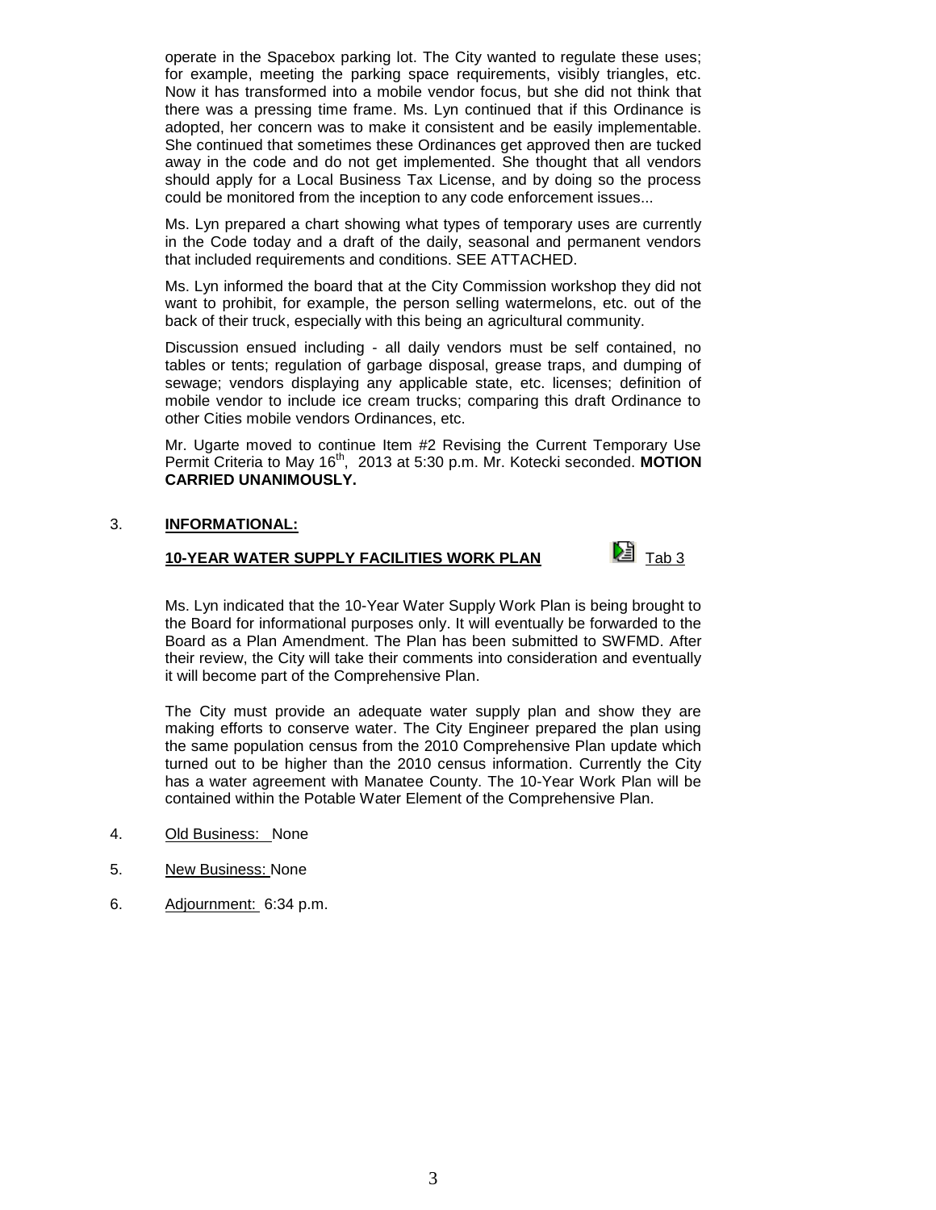operate in the Spacebox parking lot. The City wanted to regulate these uses; for example, meeting the parking space requirements, visibly triangles, etc. Now it has transformed into a mobile vendor focus, but she did not think that there was a pressing time frame. Ms. Lyn continued that if this Ordinance is adopted, her concern was to make it consistent and be easily implementable. She continued that sometimes these Ordinances get approved then are tucked away in the code and do not get implemented. She thought that all vendors should apply for a Local Business Tax License, and by doing so the process could be monitored from the inception to any code enforcement issues...

Ms. Lyn prepared a chart showing what types of temporary uses are currently in the Code today and a draft of the daily, seasonal and permanent vendors that included requirements and conditions. SEE ATTACHED.

Ms. Lyn informed the board that at the City Commission workshop they did not want to prohibit, for example, the person selling watermelons, etc. out of the back of their truck, especially with this being an agricultural community.

Discussion ensued including - all daily vendors must be self contained, no tables or tents; regulation of garbage disposal, grease traps, and dumping of sewage; vendors displaying any applicable state, etc. licenses; definition of mobile vendor to include ice cream trucks; comparing this draft Ordinance to other Cities mobile vendors Ordinances, etc.

Mr. Ugarte moved to continue Item #2 Revising the Current Temporary Use Permit Criteria to May 16th, 2013 at 5:30 p.m. Mr. Kotecki seconded. **MOTION CARRIED UNANIMOUSLY.**

3. **INFORMATIONAL:**

**10-YEAR WATER SUPPLY FACILITIES WORK PLAN** Tab 3

Ms. Lyn indicated that the 10-Year Water Supply Work Plan is being brought to the Board for informational purposes only. It will eventually be forwarded to the Board as a Plan Amendment. The Plan has been submitted to SWFMD. After their review, the City will take their comments into consideration and eventually it will become part of the Comprehensive Plan.

The City must provide an adequate water supply plan and show they are making efforts to conserve water. The City Engineer prepared the plan using the same population census from the 2010 Comprehensive Plan update which turned out to be higher than the 2010 census information. Currently the City has a water agreement with Manatee County. The 10-Year Work Plan will be contained within the Potable Water Element of the Comprehensive Plan.

4. Old Business: None

5. New Business: None

6. Adjournment: 6:34 p.m.